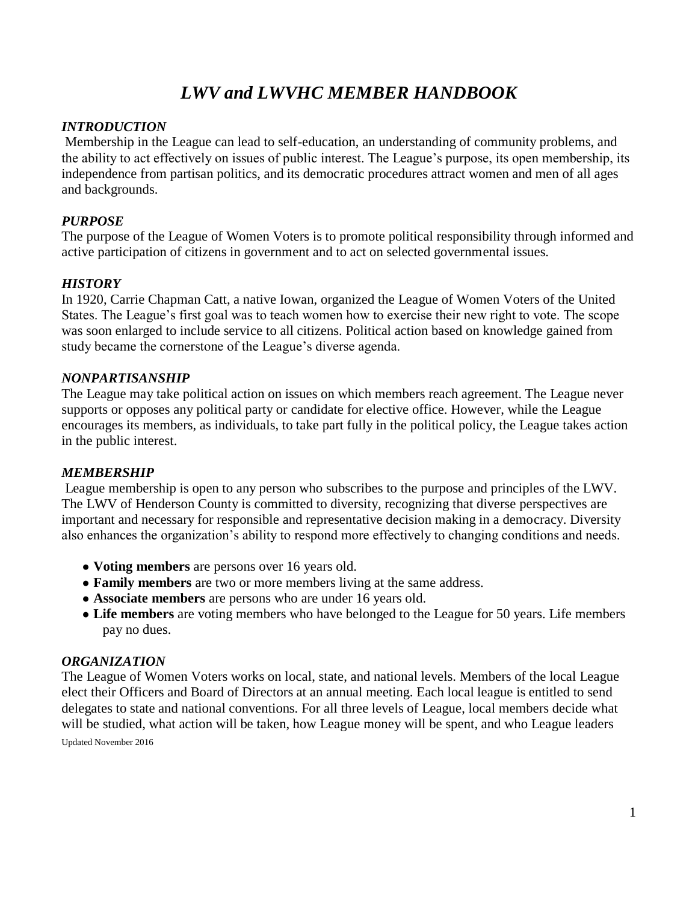# *LWV and LWVHC MEMBER HANDBOOK*

### *INTRODUCTION*

Membership in the League can lead to self-education, an understanding of community problems, and the ability to act effectively on issues of public interest. The League's purpose, its open membership, its independence from partisan politics, and its democratic procedures attract women and men of all ages and backgrounds.

### *PURPOSE*

The purpose of the League of Women Voters is to promote political responsibility through informed and active participation of citizens in government and to act on selected governmental issues.

### *HISTORY*

In 1920, Carrie Chapman Catt, a native Iowan, organized the League of Women Voters of the United States. The League's first goal was to teach women how to exercise their new right to vote. The scope was soon enlarged to include service to all citizens. Political action based on knowledge gained from study became the cornerstone of the League's diverse agenda.

### *NONPARTISANSHIP*

The League may take political action on issues on which members reach agreement. The League never supports or opposes any political party or candidate for elective office. However, while the League encourages its members, as individuals, to take part fully in the political policy, the League takes action in the public interest.

### *MEMBERSHIP*

League membership is open to any person who subscribes to the purpose and principles of the LWV. The LWV of Henderson County is committed to diversity, recognizing that diverse perspectives are important and necessary for responsible and representative decision making in a democracy. Diversity also enhances the organization's ability to respond more effectively to changing conditions and needs.

- **Voting members** are persons over 16 years old.
- **Family members** are two or more members living at the same address.
- **Associate members** are persons who are under 16 years old.
- **Life members** are voting members who have belonged to the League for 50 years. Life members pay no dues.

### *ORGANIZATION*

The League of Women Voters works on local, state, and national levels. Members of the local League elect their Officers and Board of Directors at an annual meeting. Each local league is entitled to send delegates to state and national conventions. For all three levels of League, local members decide what will be studied, what action will be taken, how League money will be spent, and who League leaders

Updated November 2016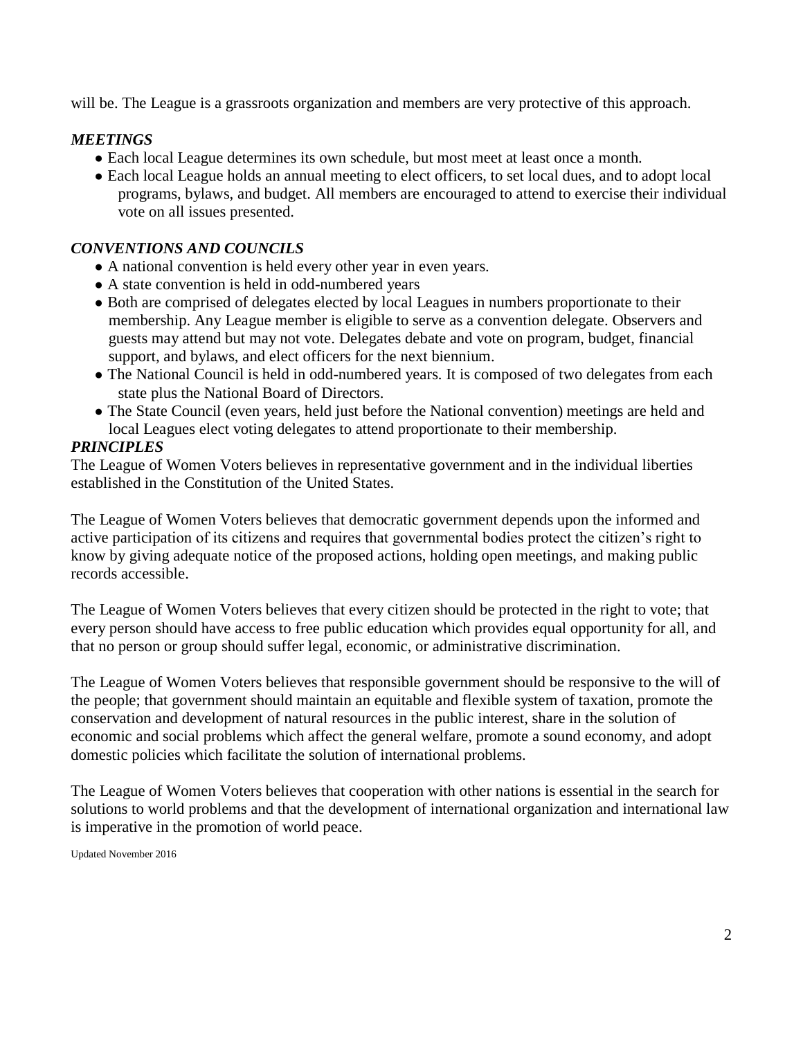will be. The League is a grassroots organization and members are very protective of this approach.

***MEETINGS***

- Each local League determines its own schedule, but most meet at least once a month.
- Each local League holds an annual meeting to elect officers, to set local dues, and to adopt local programs, bylaws, and budget. All members are encouraged to attend to exercise their individual vote on all issues presented.

***CONVENTIONS AND COUNCILS***

- A national convention is held every other year in even years.
- A state convention is held in odd-numbered years
- Both are comprised of delegates elected by local Leagues in numbers proportionate to their membership. Any League member is eligible to serve as a convention delegate. Observers and guests may attend but may not vote. Delegates debate and vote on program, budget, financial support, and bylaws, and elect officers for the next biennium.
- The National Council is held in odd-numbered years. It is composed of two delegates from each state plus the National Board of Directors.
- The State Council (even years, held just before the National convention) meetings are held and local Leagues elect voting delegates to attend proportionate to their membership.

***PRINCIPLES***

The League of Women Voters believes in representative government and in the individual liberties established in the Constitution of the United States.

The League of Women Voters believes that democratic government depends upon the informed and active participation of its citizens and requires that governmental bodies protect the citizen's right to know by giving adequate notice of the proposed actions, holding open meetings, and making public records accessible.

The League of Women Voters believes that every citizen should be protected in the right to vote; that every person should have access to free public education which provides equal opportunity for all, and that no person or group should suffer legal, economic, or administrative discrimination.

The League of Women Voters believes that responsible government should be responsive to the will of the people; that government should maintain an equitable and flexible system of taxation, promote the conservation and development of natural resources in the public interest, share in the solution of economic and social problems which affect the general welfare, promote a sound economy, and adopt domestic policies which facilitate the solution of international problems.

The League of Women Voters believes that cooperation with other nations is essential in the search for solutions to world problems and that the development of international organization and international law is imperative in the promotion of world peace.

Updated November 2016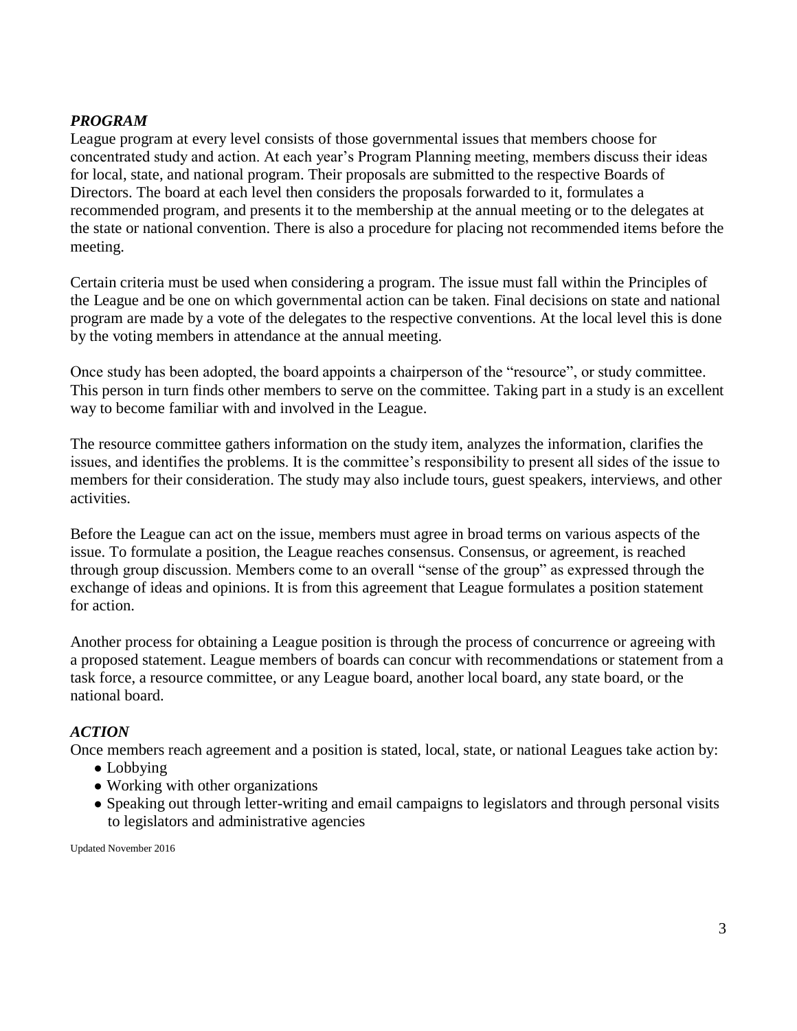### *PROGRAM*

League program at every level consists of those governmental issues that members choose for concentrated study and action. At each year's Program Planning meeting, members discuss their ideas for local, state, and national program. Their proposals are submitted to the respective Boards of Directors. The board at each level then considers the proposals forwarded to it, formulates a recommended program, and presents it to the membership at the annual meeting or to the delegates at the state or national convention. There is also a procedure for placing not recommended items before the meeting.

Certain criteria must be used when considering a program. The issue must fall within the Principles of the League and be one on which governmental action can be taken. Final decisions on state and national program are made by a vote of the delegates to the respective conventions. At the local level this is done by the voting members in attendance at the annual meeting.

Once study has been adopted, the board appoints a chairperson of the "resource", or study committee. This person in turn finds other members to serve on the committee. Taking part in a study is an excellent way to become familiar with and involved in the League.

The resource committee gathers information on the study item, analyzes the information, clarifies the issues, and identifies the problems. It is the committee's responsibility to present all sides of the issue to members for their consideration. The study may also include tours, guest speakers, interviews, and other activities.

Before the League can act on the issue, members must agree in broad terms on various aspects of the issue. To formulate a position, the League reaches consensus. Consensus, or agreement, is reached through group discussion. Members come to an overall "sense of the group" as expressed through the exchange of ideas and opinions. It is from this agreement that League formulates a position statement for action.

Another process for obtaining a League position is through the process of concurrence or agreeing with a proposed statement. League members of boards can concur with recommendations or statement from a task force, a resource committee, or any League board, another local board, any state board, or the national board.

### *ACTION*

Once members reach agreement and a position is stated, local, state, or national Leagues take action by:

- Lobbying
- Working with other organizations
- Speaking out through letter-writing and email campaigns to legislators and through personal visits to legislators and administrative agencies

Updated November 2016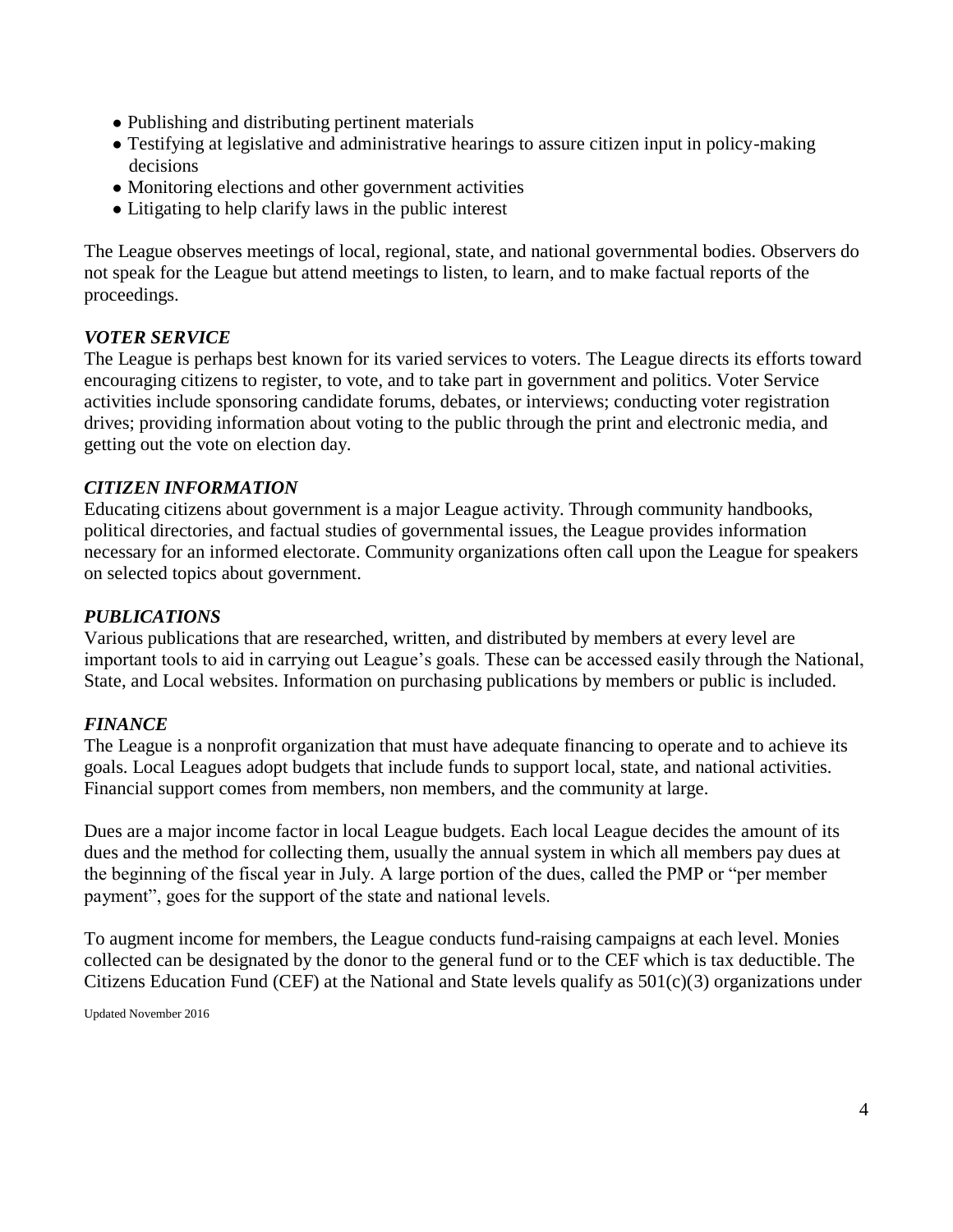- Publishing and distributing pertinent materials
- Testifying at legislative and administrative hearings to assure citizen input in policy-making decisions
- Monitoring elections and other government activities
- Litigating to help clarify laws in the public interest

The League observes meetings of local, regional, state, and national governmental bodies. Observers do not speak for the League but attend meetings to listen, to learn, and to make factual reports of the proceedings.

### *VOTER SERVICE*

The League is perhaps best known for its varied services to voters. The League directs its efforts toward encouraging citizens to register, to vote, and to take part in government and politics. Voter Service activities include sponsoring candidate forums, debates, or interviews; conducting voter registration drives; providing information about voting to the public through the print and electronic media, and getting out the vote on election day.

### *CITIZEN INFORMATION*

Educating citizens about government is a major League activity. Through community handbooks, political directories, and factual studies of governmental issues, the League provides information necessary for an informed electorate. Community organizations often call upon the League for speakers on selected topics about government.

### *PUBLICATIONS*

Various publications that are researched, written, and distributed by members at every level are important tools to aid in carrying out League's goals. These can be accessed easily through the National, State, and Local websites. Information on purchasing publications by members or public is included.

### *FINANCE*

The League is a nonprofit organization that must have adequate financing to operate and to achieve its goals. Local Leagues adopt budgets that include funds to support local, state, and national activities. Financial support comes from members, non members, and the community at large.

Dues are a major income factor in local League budgets. Each local League decides the amount of its dues and the method for collecting them, usually the annual system in which all members pay dues at the beginning of the fiscal year in July. A large portion of the dues, called the PMP or "per member payment", goes for the support of the state and national levels.

To augment income for members, the League conducts fund-raising campaigns at each level. Monies collected can be designated by the donor to the general fund or to the CEF which is tax deductible. The Citizens Education Fund (CEF) at the National and State levels qualify as 501(c)(3) organizations under

Updated November 2016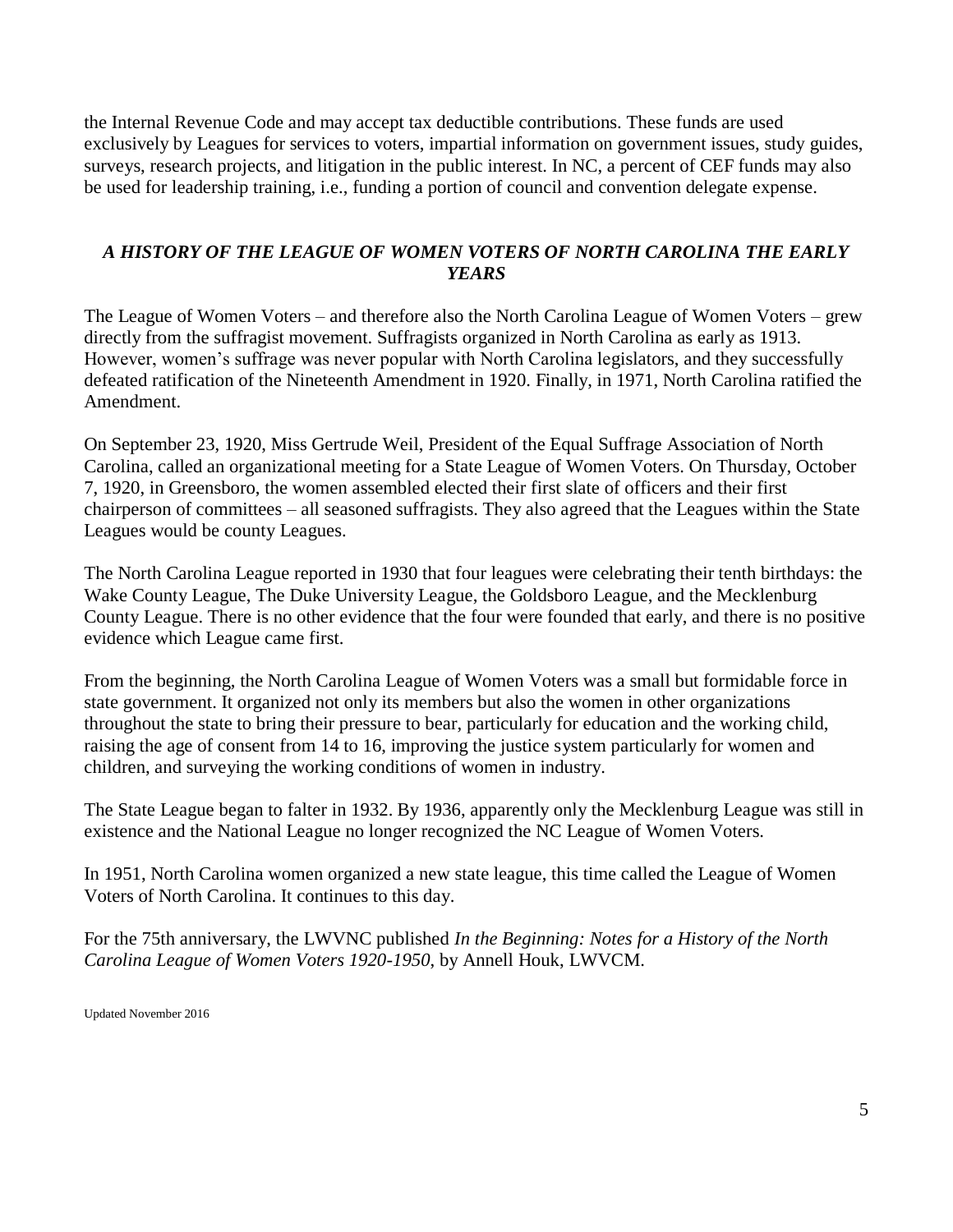the Internal Revenue Code and may accept tax deductible contributions. These funds are used exclusively by Leagues for services to voters, impartial information on government issues, study guides, surveys, research projects, and litigation in the public interest. In NC, a percent of CEF funds may also be used for leadership training, i.e., funding a portion of council and convention delegate expense.

## *A HISTORY OF THE LEAGUE OF WOMEN VOTERS OF NORTH CAROLINA THE EARLY YEARS*

The League of Women Voters – and therefore also the North Carolina League of Women Voters – grew directly from the suffragist movement. Suffragists organized in North Carolina as early as 1913. However, women's suffrage was never popular with North Carolina legislators, and they successfully defeated ratification of the Nineteenth Amendment in 1920. Finally, in 1971, North Carolina ratified the Amendment.

On September 23, 1920, Miss Gertrude Weil, President of the Equal Suffrage Association of North Carolina, called an organizational meeting for a State League of Women Voters. On Thursday, October 7, 1920, in Greensboro, the women assembled elected their first slate of officers and their first chairperson of committees – all seasoned suffragists. They also agreed that the Leagues within the State Leagues would be county Leagues.

The North Carolina League reported in 1930 that four leagues were celebrating their tenth birthdays: the Wake County League, The Duke University League, the Goldsboro League, and the Mecklenburg County League. There is no other evidence that the four were founded that early, and there is no positive evidence which League came first.

From the beginning, the North Carolina League of Women Voters was a small but formidable force in state government. It organized not only its members but also the women in other organizations throughout the state to bring their pressure to bear, particularly for education and the working child, raising the age of consent from 14 to 16, improving the justice system particularly for women and children, and surveying the working conditions of women in industry.

The State League began to falter in 1932. By 1936, apparently only the Mecklenburg League was still in existence and the National League no longer recognized the NC League of Women Voters.

In 1951, North Carolina women organized a new state league, this time called the League of Women Voters of North Carolina. It continues to this day.

For the 75th anniversary, the LWVNC published *In the Beginning: Notes for a History of the North Carolina League of Women Voters 1920-1950,* by Annell Houk, LWVCM.

Updated November 2016